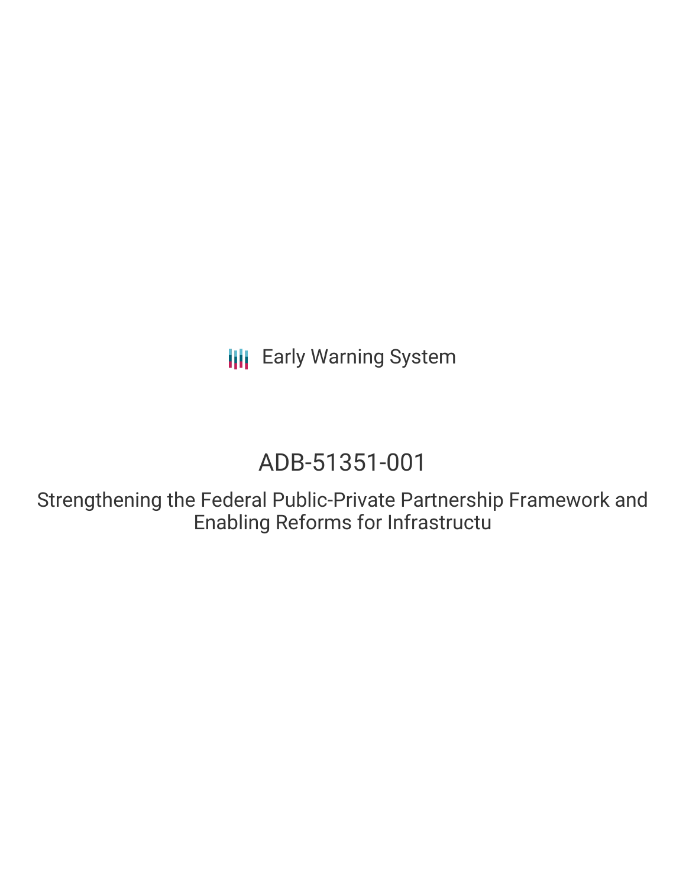Early Warning System

# ADB-51351-001

## Strengthening the Federal Public-Private Partnership Framework and Enabling Reforms for Infrastructu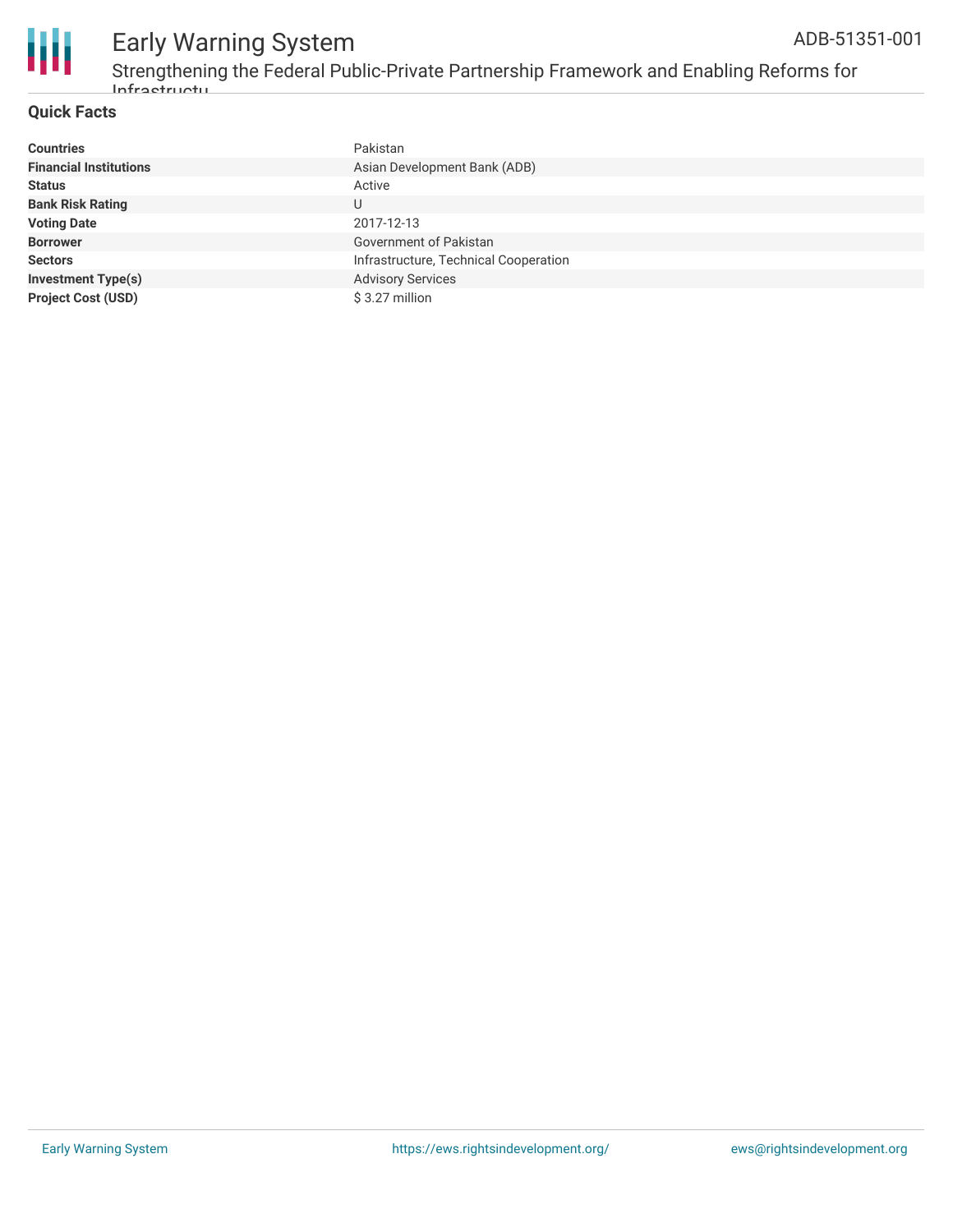## Quick Facts

| | |
|---|---|
| **Countries** | Pakistan |
| **Financial Institutions** | Asian Development Bank (ADB) |
| **Status** | Active |
| **Bank Risk Rating** | U |
| **Voting Date** | 2017-12-13 |
| **Borrower** | Government of Pakistan |
| **Sectors** | Infrastructure, Technical Cooperation |
| **Investment Type(s)** | Advisory Services |
| **Project Cost (USD)** | $ 3.27 million |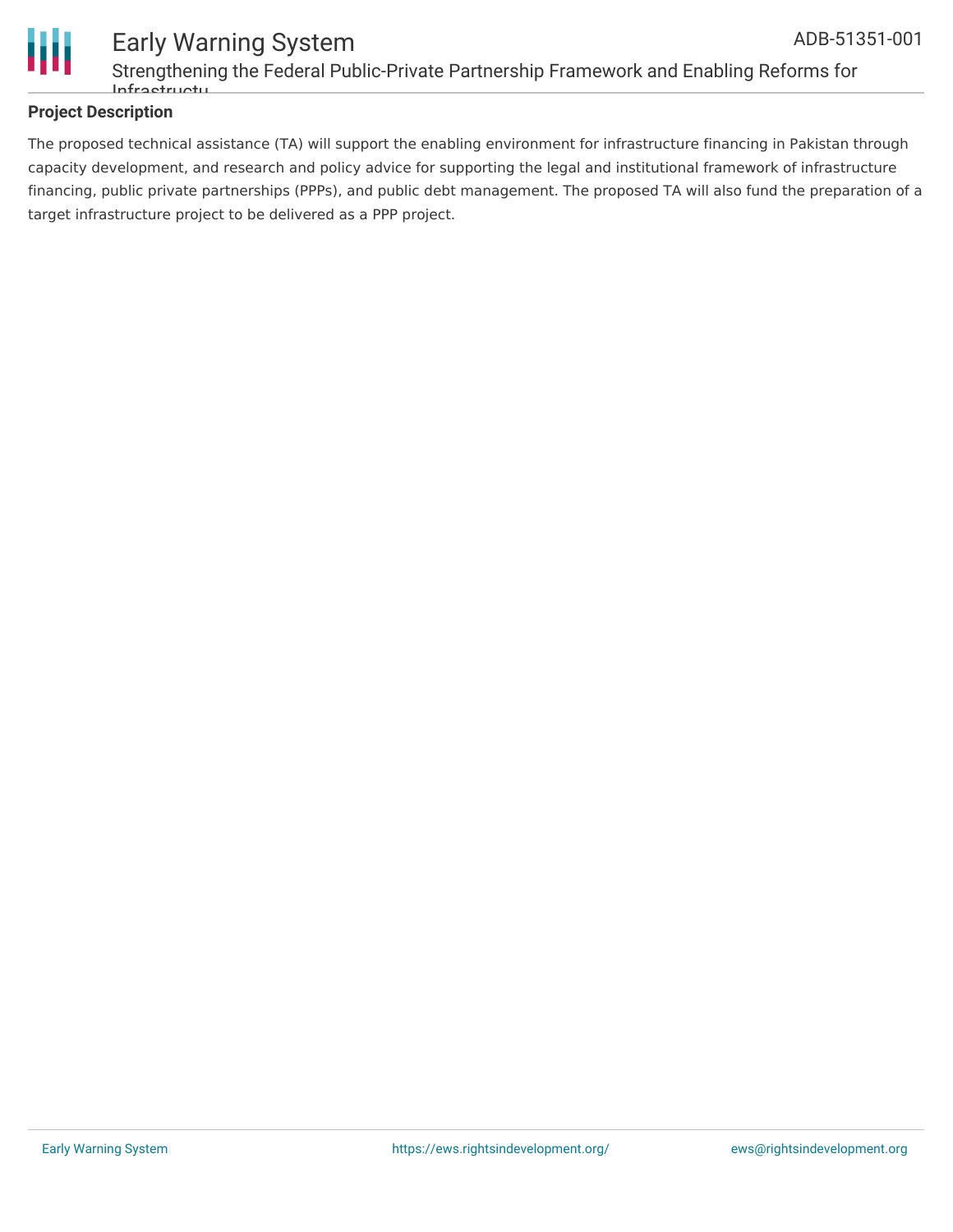## Project Description

The proposed technical assistance (TA) will support the enabling environment for infrastructure financing in Pakistan through capacity development, and research and policy advice for supporting the legal and institutional framework of infrastructure financing, public private partnerships (PPPs), and public debt management. The proposed TA will also fund the preparation of a target infrastructure project to be delivered as a PPP project.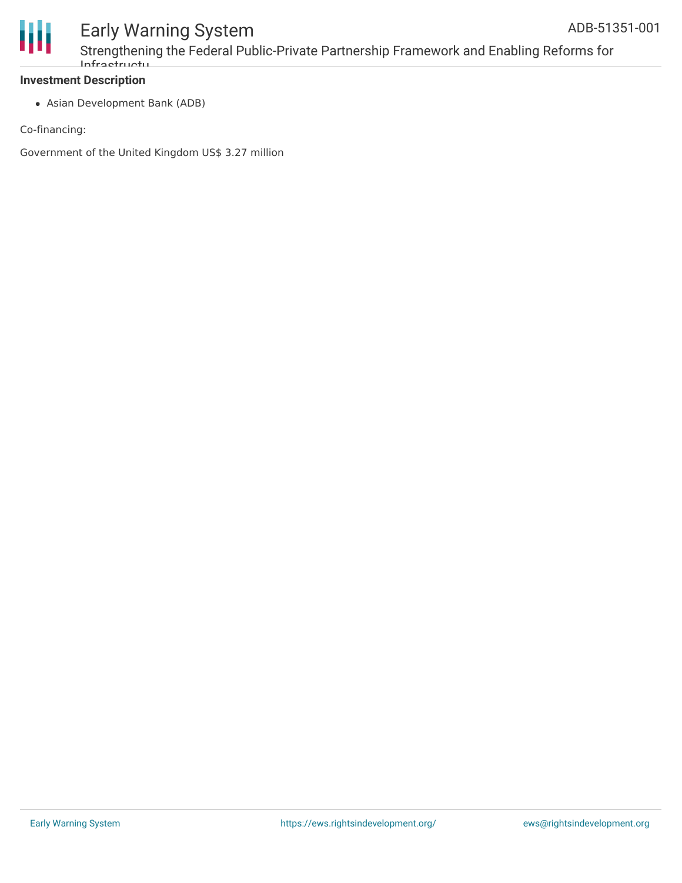**Investment Description**

- Asian Development Bank (ADB)

Co-financing:

Government of the United Kingdom US$ 3.27 million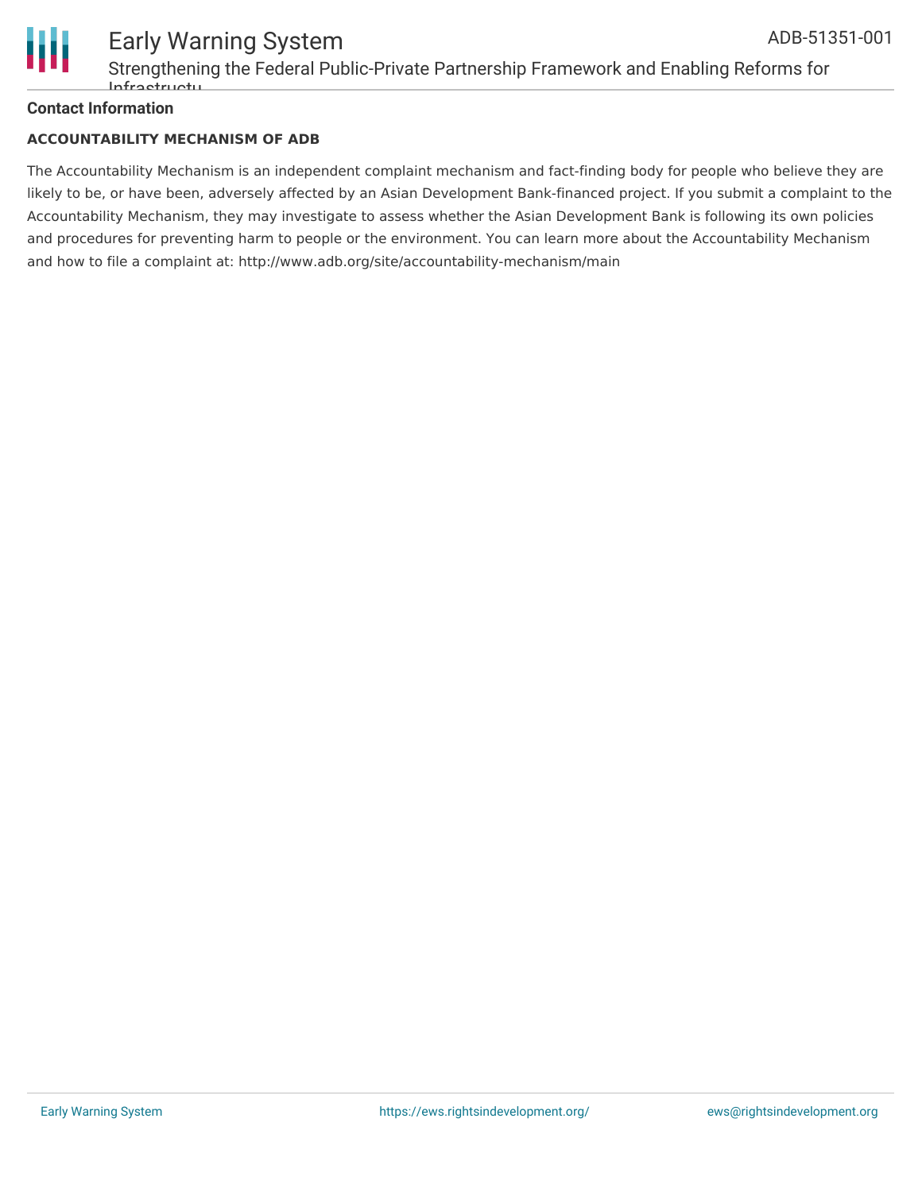## Contact Information

### ACCOUNTABILITY MECHANISM OF ADB

The Accountability Mechanism is an independent complaint mechanism and fact-finding body for people who believe they are likely to be, or have been, adversely affected by an Asian Development Bank-financed project. If you submit a complaint to the Accountability Mechanism, they may investigate to assess whether the Asian Development Bank is following its own policies and procedures for preventing harm to people or the environment. You can learn more about the Accountability Mechanism and how to file a complaint at: http://www.adb.org/site/accountability-mechanism/main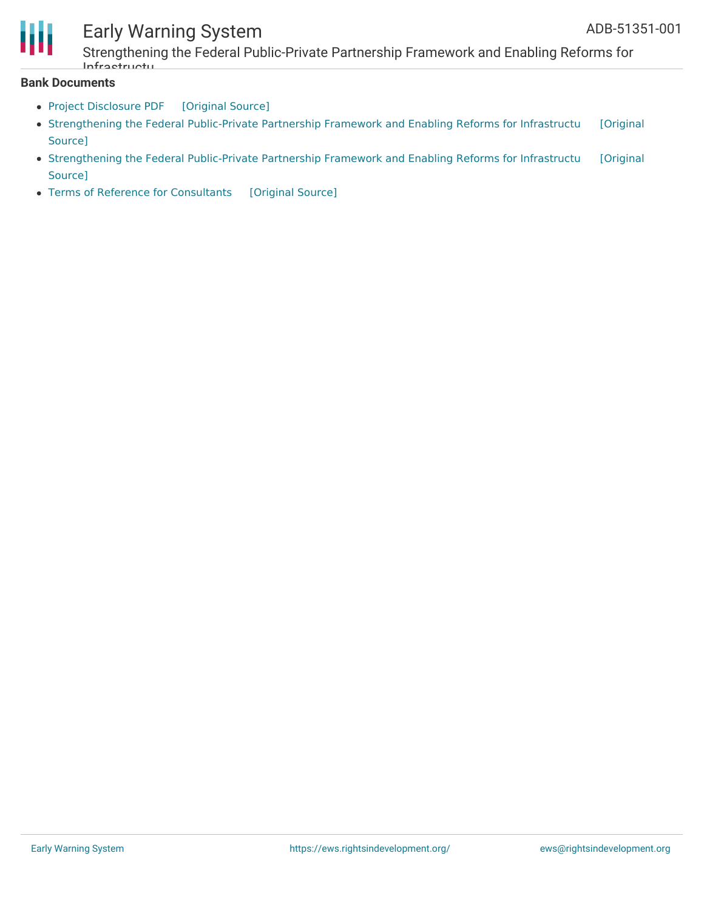**Bank Documents**

- Project Disclosure PDF [Original Source]
- Strengthening the Federal Public-Private Partnership Framework and Enabling Reforms for Infrastructu [Original Source]
- Strengthening the Federal Public-Private Partnership Framework and Enabling Reforms for Infrastructu [Original Source]
- Terms of Reference for Consultants [Original Source]